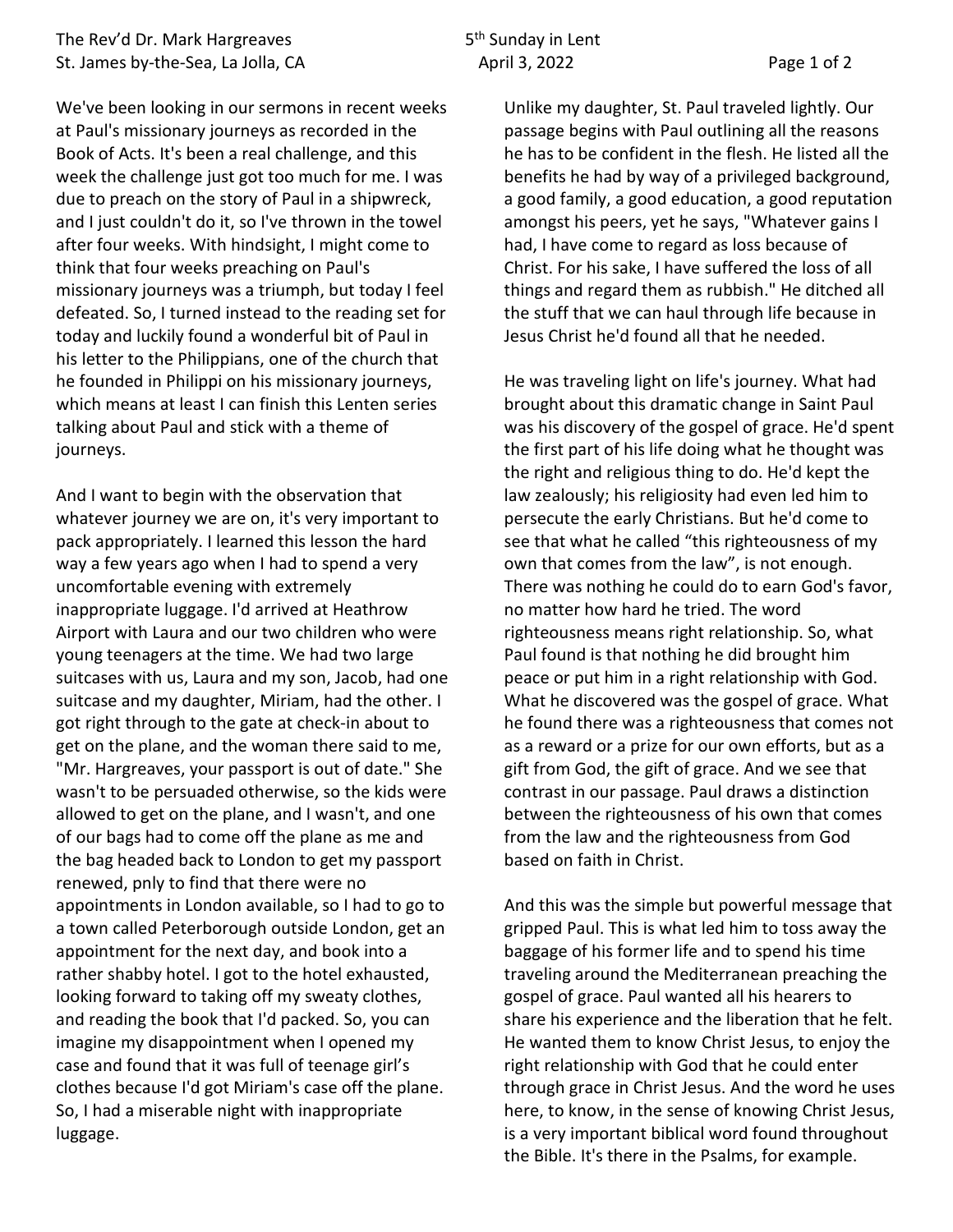We've been looking in our sermons in recent weeks at Paul's missionary journeys as recorded in the Book of Acts. It's been a real challenge, and this week the challenge just got too much for me. I was due to preach on the story of Paul in a shipwreck, and I just couldn't do it, so I've thrown in the towel after four weeks. With hindsight, I might come to think that four weeks preaching on Paul's missionary journeys was a triumph, but today I feel defeated. So, I turned instead to the reading set for today and luckily found a wonderful bit of Paul in his letter to the Philippians, one of the church that he founded in Philippi on his missionary journeys, which means at least I can finish this Lenten series talking about Paul and stick with a theme of journeys.

And I want to begin with the observation that whatever journey we are on, it's very important to pack appropriately. I learned this lesson the hard way a few years ago when I had to spend a very uncomfortable evening with extremely inappropriate luggage. I'd arrived at Heathrow Airport with Laura and our two children who were young teenagers at the time. We had two large suitcases with us, Laura and my son, Jacob, had one suitcase and my daughter, Miriam, had the other. I got right through to the gate at check-in about to get on the plane, and the woman there said to me, "Mr. Hargreaves, your passport is out of date." She wasn't to be persuaded otherwise, so the kids were allowed to get on the plane, and I wasn't, and one of our bags had to come off the plane as me and the bag headed back to London to get my passport renewed, pnly to find that there were no appointments in London available, so I had to go to a town called Peterborough outside London, get an appointment for the next day, and book into a rather shabby hotel. I got to the hotel exhausted, looking forward to taking off my sweaty clothes, and reading the book that I'd packed. So, you can imagine my disappointment when I opened my case and found that it was full of teenage girl's clothes because I'd got Miriam's case off the plane. So, I had a miserable night with inappropriate luggage.

Unlike my daughter, St. Paul traveled lightly. Our passage begins with Paul outlining all the reasons he has to be confident in the flesh. He listed all the benefits he had by way of a privileged background, a good family, a good education, a good reputation amongst his peers, yet he says, "Whatever gains I had, I have come to regard as loss because of Christ. For his sake, I have suffered the loss of all things and regard them as rubbish." He ditched all the stuff that we can haul through life because in Jesus Christ he'd found all that he needed.

He was traveling light on life's journey. What had brought about this dramatic change in Saint Paul was his discovery of the gospel of grace. He'd spent the first part of his life doing what he thought was the right and religious thing to do. He'd kept the law zealously; his religiosity had even led him to persecute the early Christians. But he'd come to see that what he called "this righteousness of my own that comes from the law", is not enough. There was nothing he could do to earn God's favor, no matter how hard he tried. The word righteousness means right relationship. So, what Paul found is that nothing he did brought him peace or put him in a right relationship with God. What he discovered was the gospel of grace. What he found there was a righteousness that comes not as a reward or a prize for our own efforts, but as a gift from God, the gift of grace. And we see that contrast in our passage. Paul draws a distinction between the righteousness of his own that comes from the law and the righteousness from God based on faith in Christ.

And this was the simple but powerful message that gripped Paul. This is what led him to toss away the baggage of his former life and to spend his time traveling around the Mediterranean preaching the gospel of grace. Paul wanted all his hearers to share his experience and the liberation that he felt. He wanted them to know Christ Jesus, to enjoy the right relationship with God that he could enter through grace in Christ Jesus. And the word he uses here, to know, in the sense of knowing Christ Jesus, is a very important biblical word found throughout the Bible. It's there in the Psalms, for example.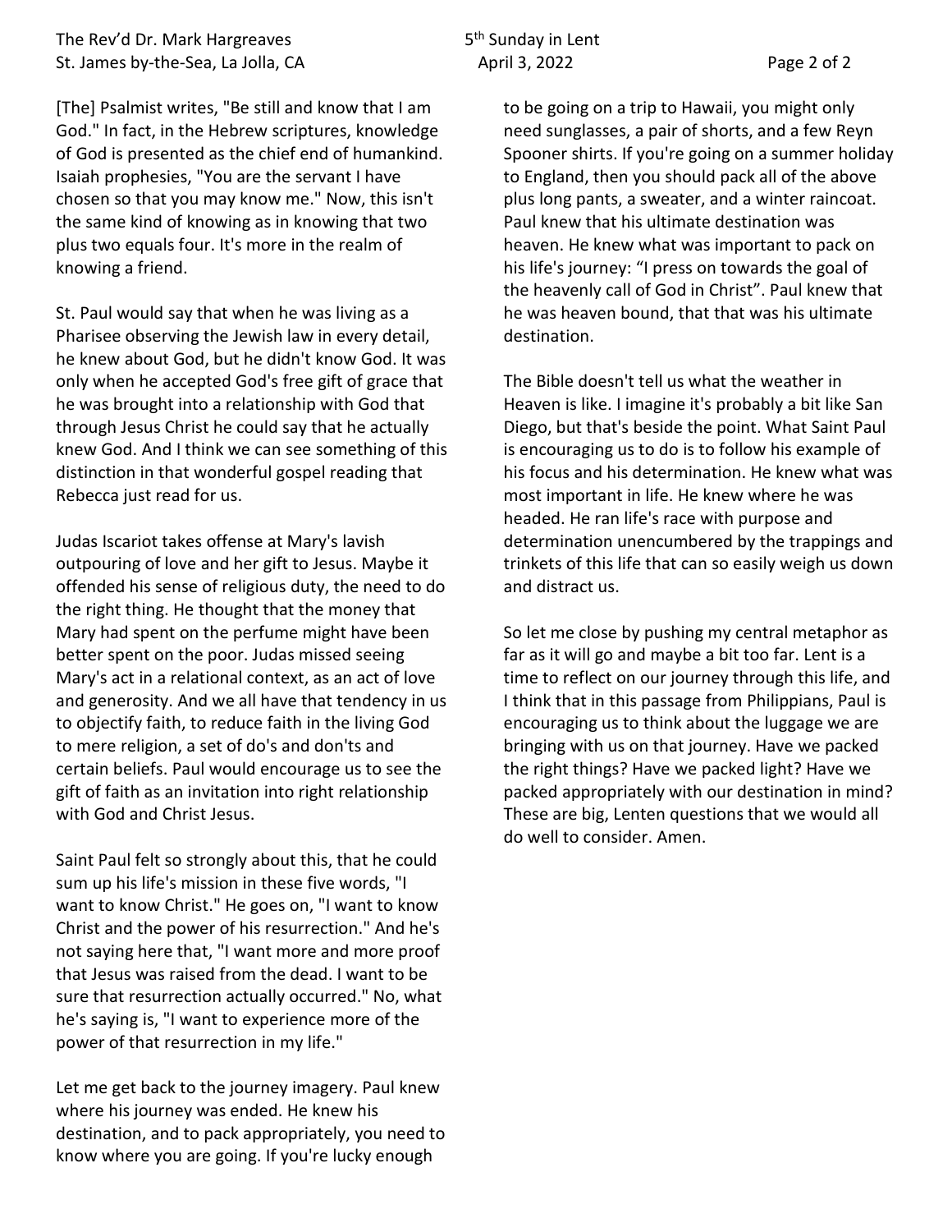[The] Psalmist writes, "Be still and know that I am God." In fact, in the Hebrew scriptures, knowledge of God is presented as the chief end of humankind. Isaiah prophesies, "You are the servant I have chosen so that you may know me." Now, this isn't the same kind of knowing as in knowing that two plus two equals four. It's more in the realm of knowing a friend.

St. Paul would say that when he was living as a Pharisee observing the Jewish law in every detail, he knew about God, but he didn't know God. It was only when he accepted God's free gift of grace that he was brought into a relationship with God that through Jesus Christ he could say that he actually knew God. And I think we can see something of this distinction in that wonderful gospel reading that Rebecca just read for us.

Judas Iscariot takes offense at Mary's lavish outpouring of love and her gift to Jesus. Maybe it offended his sense of religious duty, the need to do the right thing. He thought that the money that Mary had spent on the perfume might have been better spent on the poor. Judas missed seeing Mary's act in a relational context, as an act of love and generosity. And we all have that tendency in us to objectify faith, to reduce faith in the living God to mere religion, a set of do's and don'ts and certain beliefs. Paul would encourage us to see the gift of faith as an invitation into right relationship with God and Christ Jesus.

Saint Paul felt so strongly about this, that he could sum up his life's mission in these five words, "I want to know Christ." He goes on, "I want to know Christ and the power of his resurrection." And he's not saying here that, "I want more and more proof that Jesus was raised from the dead. I want to be sure that resurrection actually occurred." No, what he's saying is, "I want to experience more of the power of that resurrection in my life."

Let me get back to the journey imagery. Paul knew where his journey was ended. He knew his destination, and to pack appropriately, you need to know where you are going. If you're lucky enough to be going on a trip to Hawaii, you might only need sunglasses, a pair of shorts, and a few Reyn Spooner shirts. If you're going on a summer holiday to England, then you should pack all of the above plus long pants, a sweater, and a winter raincoat. Paul knew that his ultimate destination was heaven. He knew what was important to pack on his life's journey: "I press on towards the goal of the heavenly call of God in Christ". Paul knew that he was heaven bound, that that was his ultimate destination.

The Bible doesn't tell us what the weather in Heaven is like. I imagine it's probably a bit like San Diego, but that's beside the point. What Saint Paul is encouraging us to do is to follow his example of his focus and his determination. He knew what was most important in life. He knew where he was headed. He ran life's race with purpose and determination unencumbered by the trappings and trinkets of this life that can so easily weigh us down and distract us.

So let me close by pushing my central metaphor as far as it will go and maybe a bit too far. Lent is a time to reflect on our journey through this life, and I think that in this passage from Philippians, Paul is encouraging us to think about the luggage we are bringing with us on that journey. Have we packed the right things? Have we packed light? Have we packed appropriately with our destination in mind? These are big, Lenten questions that we would all do well to consider. Amen.